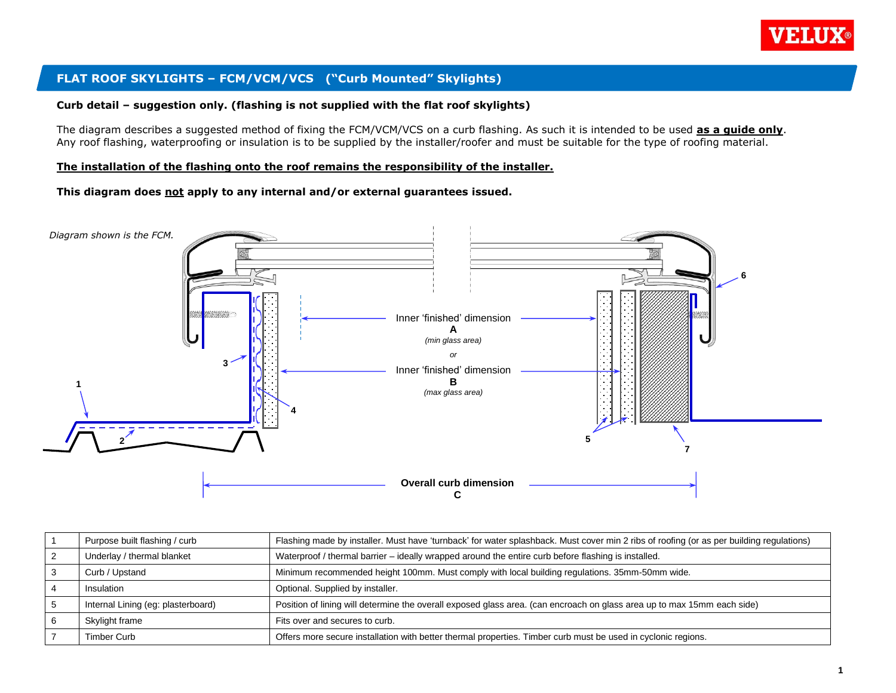# FLAT ROOF SKYLIGHTS – FCM/VCM/VCS ("Curb Mounted" Skylights)

**Curb detail – suggestion only. (flashing is not supplied with the flat roof skylights)**

The diagram describes a suggested method of fixing the FCM/VCM/VCS on a curb flashing. As such it is intended to be used **as a guide only**. Any roof flashing, waterproofing or insulation is to be supplied by the installer/roofer and must be suitable for the type of roofing material.

**The installation of the flashing onto the roof remains the responsibility of the installer.**

**This diagram does not apply to any internal and/or external guarantees issued.**

*Diagram shown is the FCM.*

Inner 'finished' dimension **A** *(min glass area)* *or* Inner 'finished' dimension **B** *(max glass area)*

**Overall curb dimension C**

| 1 | Purpose built flashing / curb | Flashing made by installer. Must have 'turnback' for water splashback. Must cover min 2 ribs of roofing (or as per building regulations) |
|---|---|---|
| 2 | Underlay / thermal blanket | Waterproof / thermal barrier – ideally wrapped around the entire curb before flashing is installed. |
| 3 | Curb / Upstand | Minimum recommended height 100mm. Must comply with local building regulations. 35mm-50mm wide. |
| 4 | Insulation | Optional. Supplied by installer. |
| 5 | Internal Lining (eg: plasterboard) | Position of lining will determine the overall exposed glass area. (can encroach on glass area up to max 15mm each side) |
| 6 | Skylight frame | Fits over and secures to curb. |
| 7 | Timber Curb | Offers more secure installation with better thermal properties. Timber curb must be used in cyclonic regions. |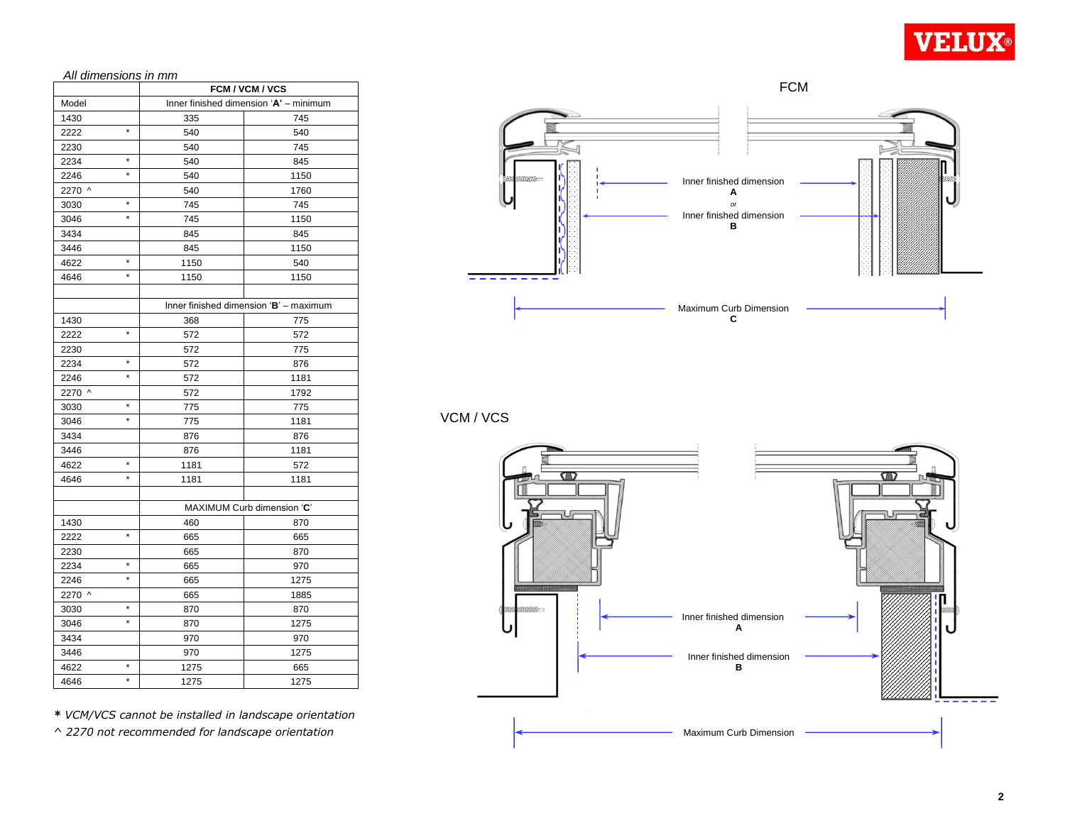*All dimensions in mm*

| Model | | FCM / VCM / VCS | |
|---|---|---|---|
| | | Inner finished dimension '**A**' – minimum | |
| 1430 | | 335 | 745 |
| 2222 | * | 540 | 540 |
| 2230 | | 540 | 745 |
| 2234 | * | 540 | 845 |
| 2246 | * | 540 | 1150 |
| 2270 ^ | | 540 | 1760 |
| 3030 | * | 745 | 745 |
| 3046 | * | 745 | 1150 |
| 3434 | | 845 | 845 |
| 3446 | | 845 | 1150 |
| 4622 | * | 1150 | 540 |
| 4646 | * | 1150 | 1150 |
| | | | |
| | | Inner finished dimension '**B**' – maximum | |
| 1430 | | 368 | 775 |
| 2222 | * | 572 | 572 |
| 2230 | | 572 | 775 |
| 2234 | * | 572 | 876 |
| 2246 | * | 572 | 1181 |
| 2270 ^ | | 572 | 1792 |
| 3030 | * | 775 | 775 |
| 3046 | * | 775 | 1181 |
| 3434 | | 876 | 876 |
| 3446 | | 876 | 1181 |
| 4622 | * | 1181 | 572 |
| 4646 | * | 1181 | 1181 |
| | | | |
| | | MAXIMUM Curb dimension '**C**' | |
| 1430 | | 460 | 870 |
| 2222 | * | 665 | 665 |
| 2230 | | 665 | 870 |
| 2234 | * | 665 | 970 |
| 2246 | * | 665 | 1275 |
| 2270 ^ | | 665 | 1885 |
| 3030 | * | 870 | 870 |
| 3046 | * | 870 | 1275 |
| 3434 | | 970 | 970 |
| 3446 | | 970 | 1275 |
| 4622 | * | 1275 | 665 |
| 4646 | * | 1275 | 1275 |

**\*** *VCM/VCS cannot be installed in landscape orientation*

*^ 2270 not recommended for landscape orientation*

FCM

Inner finished dimension **A** *or* Inner finished dimension **B**

Maximum Curb Dimension **C**

VCM / VCS

Inner finished dimension **A**

Inner finished dimension **B**

Maximum Curb Dimension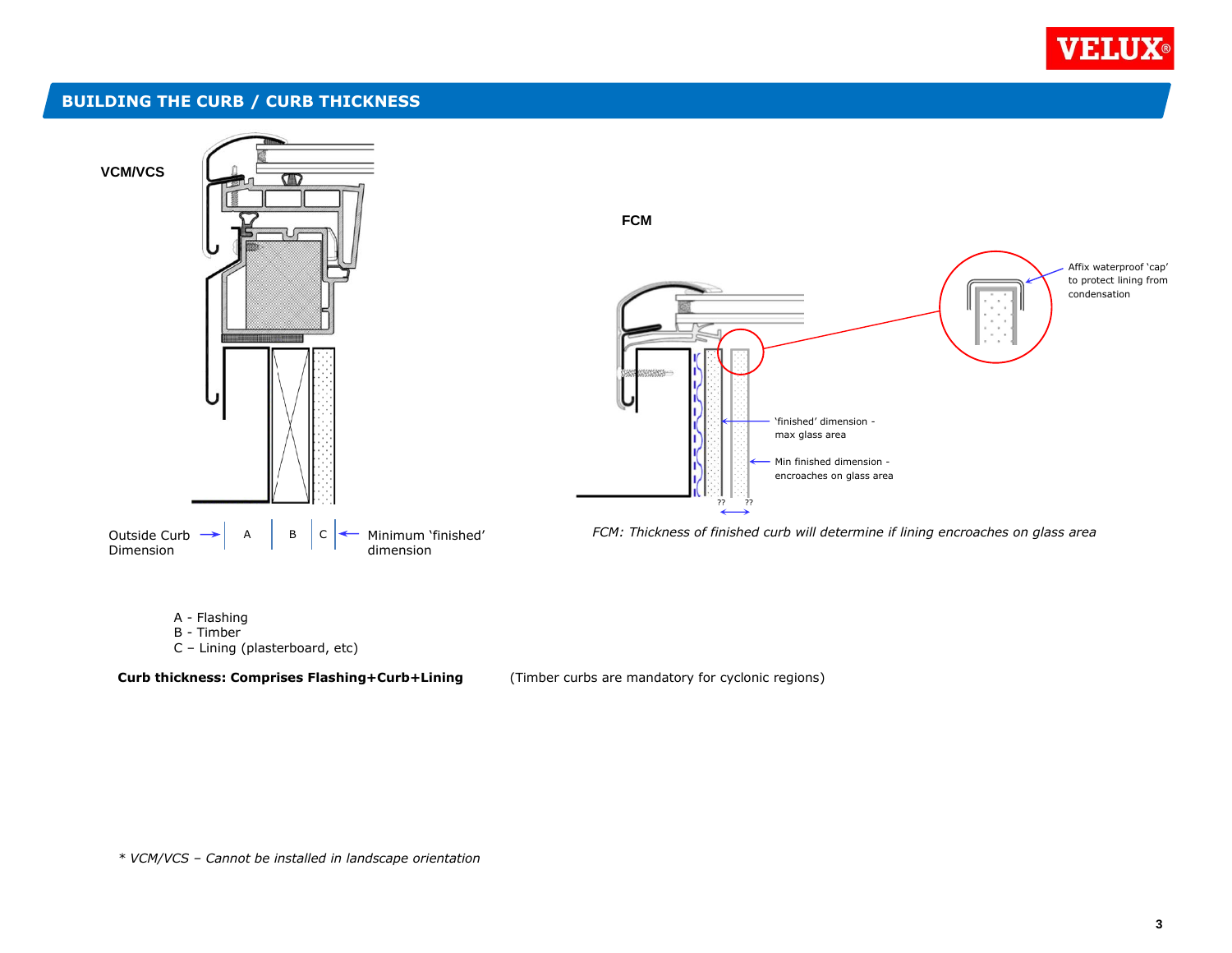## BUILDING THE CURB / CURB THICKNESS

**VCM/VCS**

Outside Curb Dimension → | A | B | C | ← Minimum 'finished' dimension

**FCM**

Affix waterproof 'cap' to protect lining from condensation

'finished' dimension - max glass area

Min finished dimension - encroaches on glass area

?? ??

*FCM: Thickness of finished curb will determine if lining encroaches on glass area*

A - Flashing
B - Timber
C – Lining (plasterboard, etc)

**Curb thickness: Comprises Flashing+Curb+Lining** (Timber curbs are mandatory for cyclonic regions)

*\* VCM/VCS – Cannot be installed in landscape orientation*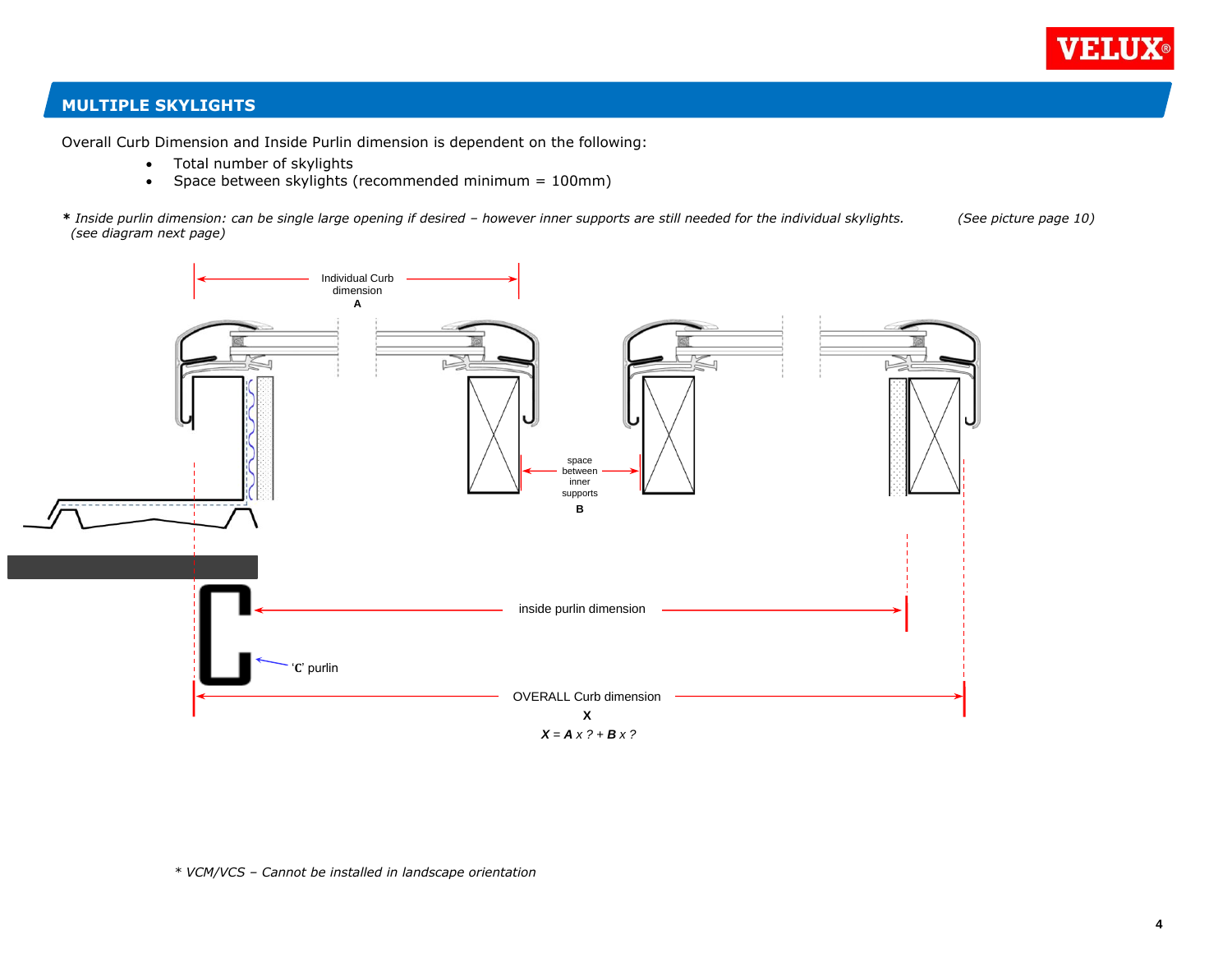## MULTIPLE SKYLIGHTS

Overall Curb Dimension and Inside Purlin dimension is dependent on the following:

- Total number of skylights
- Space between skylights (recommended minimum = 100mm)

**\*** *Inside purlin dimension: can be single large opening if desired – however inner supports are still needed for the individual skylights.* *(See picture page 10)*
*(see diagram next page)*

Individual Curb dimension
**A**

space between inner supports
**B**

inside purlin dimension

'C' purlin

OVERALL Curb dimension
**X**

$\boldsymbol{X} = \boldsymbol{A}\ x\ ? + \boldsymbol{B}\ x\ ?$

*\* VCM/VCS – Cannot be installed in landscape orientation*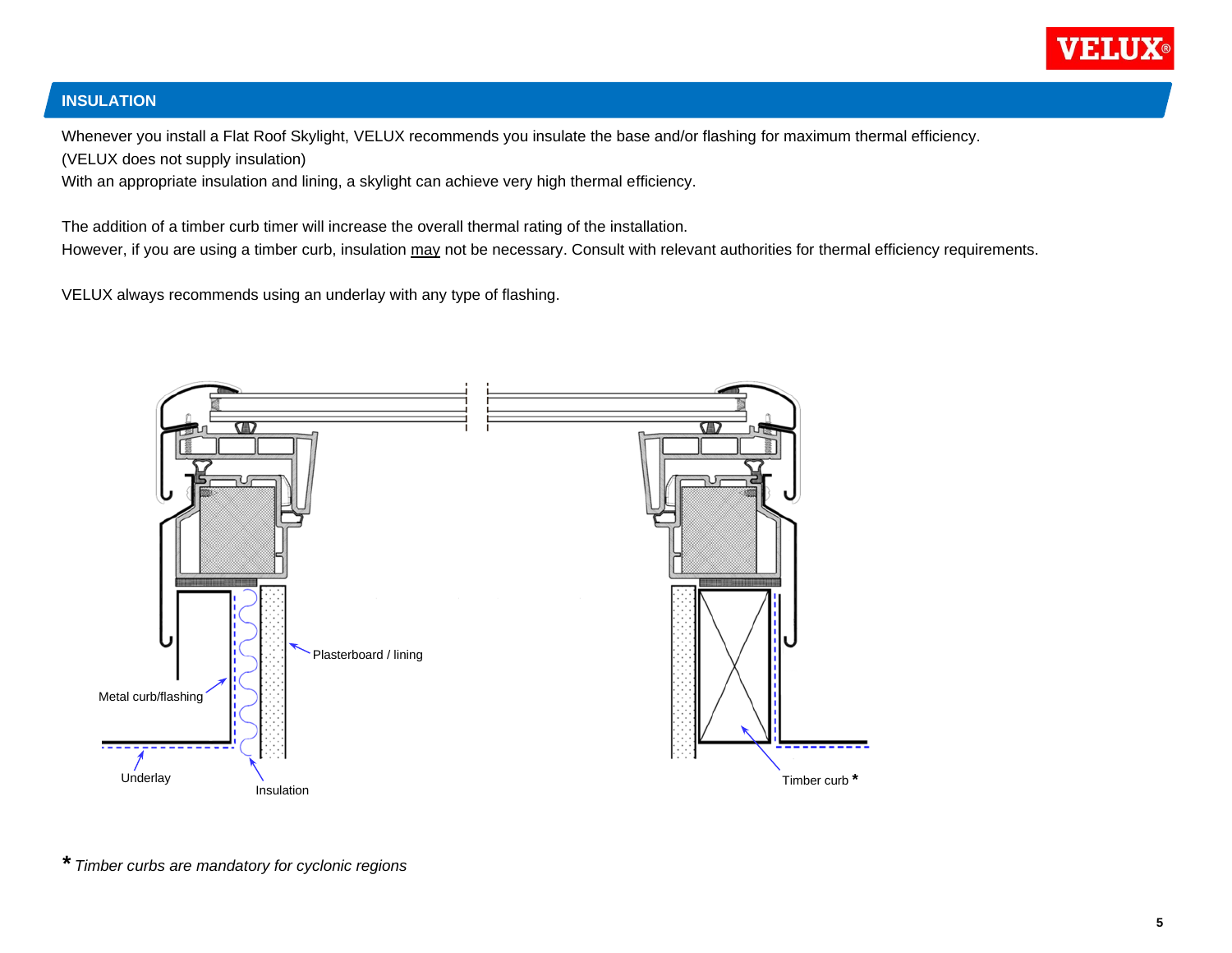## INSULATION

Whenever you install a Flat Roof Skylight, VELUX recommends you insulate the base and/or flashing for maximum thermal efficiency.
(VELUX does not supply insulation)
With an appropriate insulation and lining, a skylight can achieve very high thermal efficiency.

The addition of a timber curb timer will increase the overall thermal rating of the installation.
However, if you are using a timber curb, insulation may not be necessary. Consult with relevant authorities for thermal efficiency requirements.

VELUX always recommends using an underlay with any type of flashing.

Plasterboard / lining

Metal curb/flashing

Underlay

Insulation

Timber curb *

* *Timber curbs are mandatory for cyclonic regions*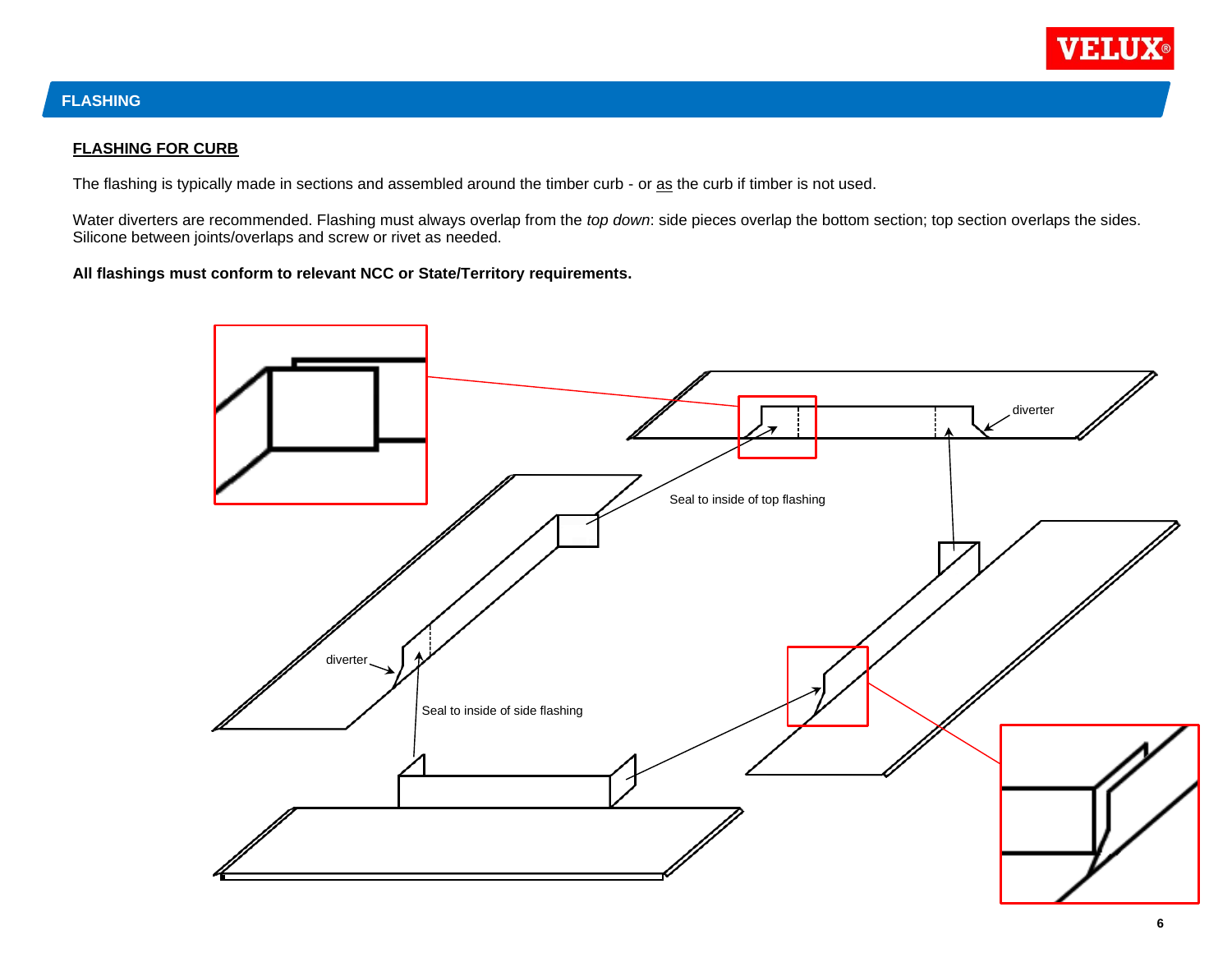## FLASHING

### FLASHING FOR CURB

The flashing is typically made in sections and assembled around the timber curb - or as the curb if timber is not used.

Water diverters are recommended. Flashing must always overlap from the *top down*: side pieces overlap the bottom section; top section overlaps the sides. Silicone between joints/overlaps and screw or rivet as needed.

**All flashings must conform to relevant NCC or State/Territory requirements.**

diverter

Seal to inside of top flashing

diverter

Seal to inside of side flashing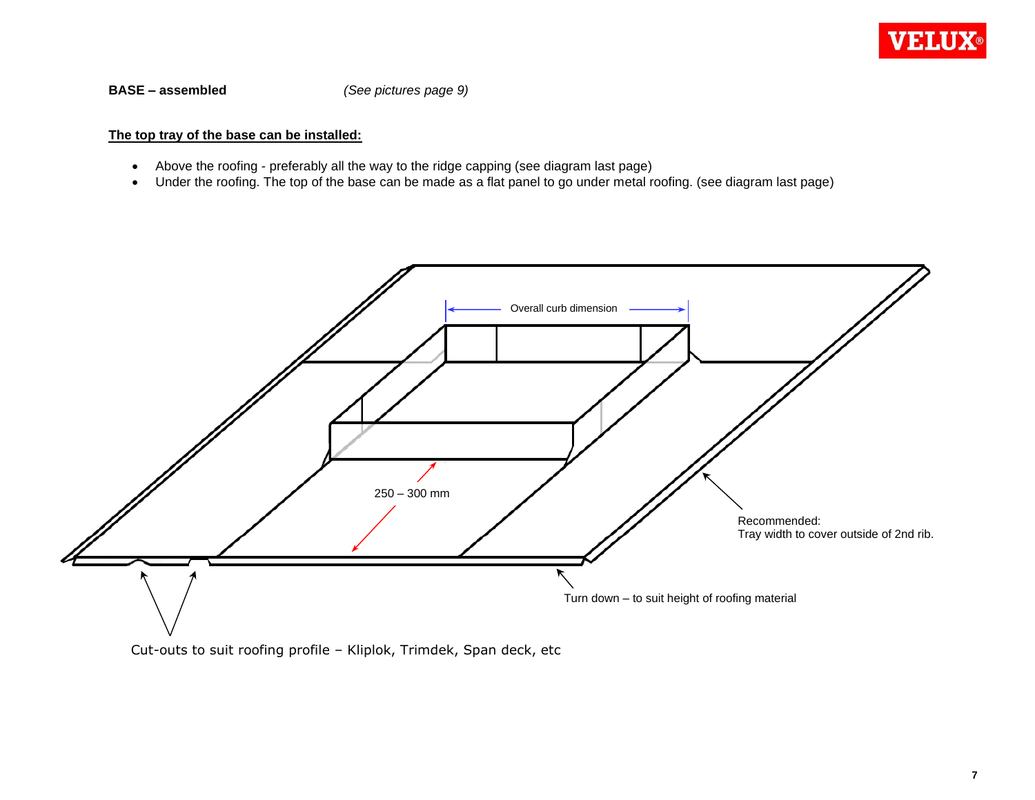**BASE – assembled** *(See pictures page 9)*

**The top tray of the base can be installed:**

- Above the roofing - preferably all the way to the ridge capping (see diagram last page)
- Under the roofing. The top of the base can be made as a flat panel to go under metal roofing. (see diagram last page)

Overall curb dimension

250 – 300 mm

Recommended:
Tray width to cover outside of 2nd rib.

Turn down – to suit height of roofing material

Cut-outs to suit roofing profile – Kliplok, Trimdek, Span deck, etc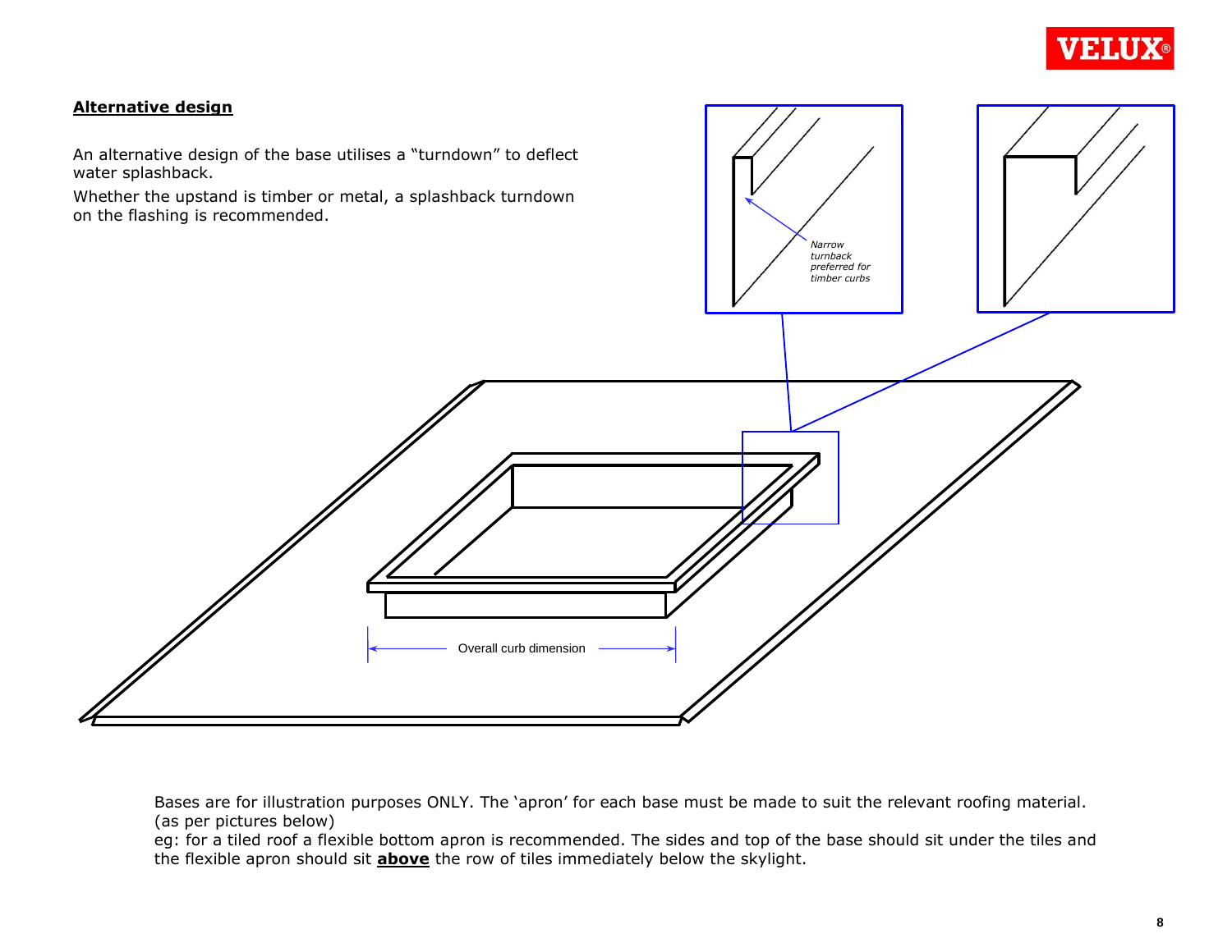## Alternative design

An alternative design of the base utilises a "turndown" to deflect water splashback.

Whether the upstand is timber or metal, a splashback turndown on the flashing is recommended.

*Narrow turnback preferred for timber curbs*

Overall curb dimension

Bases are for illustration purposes ONLY. The 'apron' for each base must be made to suit the relevant roofing material. (as per pictures below)

eg: for a tiled roof a flexible bottom apron is recommended. The sides and top of the base should sit under the tiles and the flexible apron should sit **above** the row of tiles immediately below the skylight.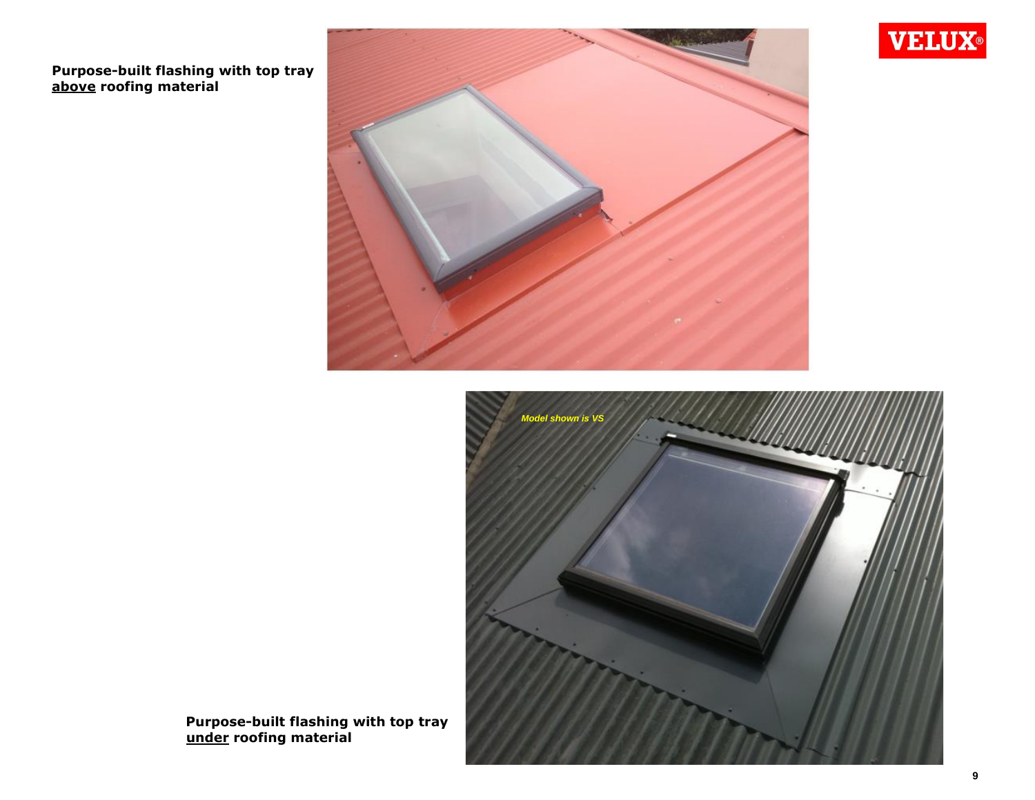**Purpose-built flashing with top tray above roofing material**

*Model shown is VS*

**Purpose-built flashing with top tray under roofing material**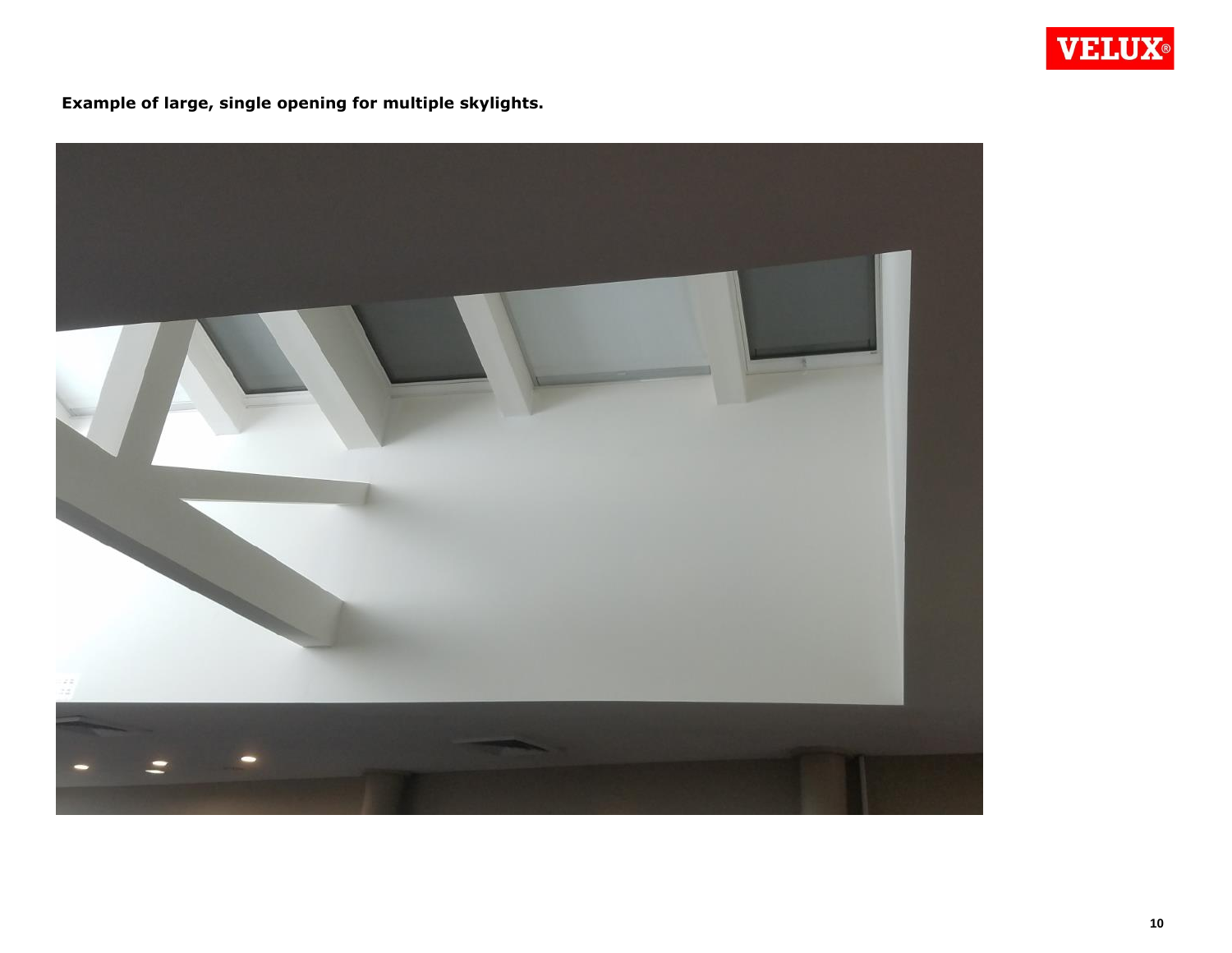**Example of large, single opening for multiple skylights.**